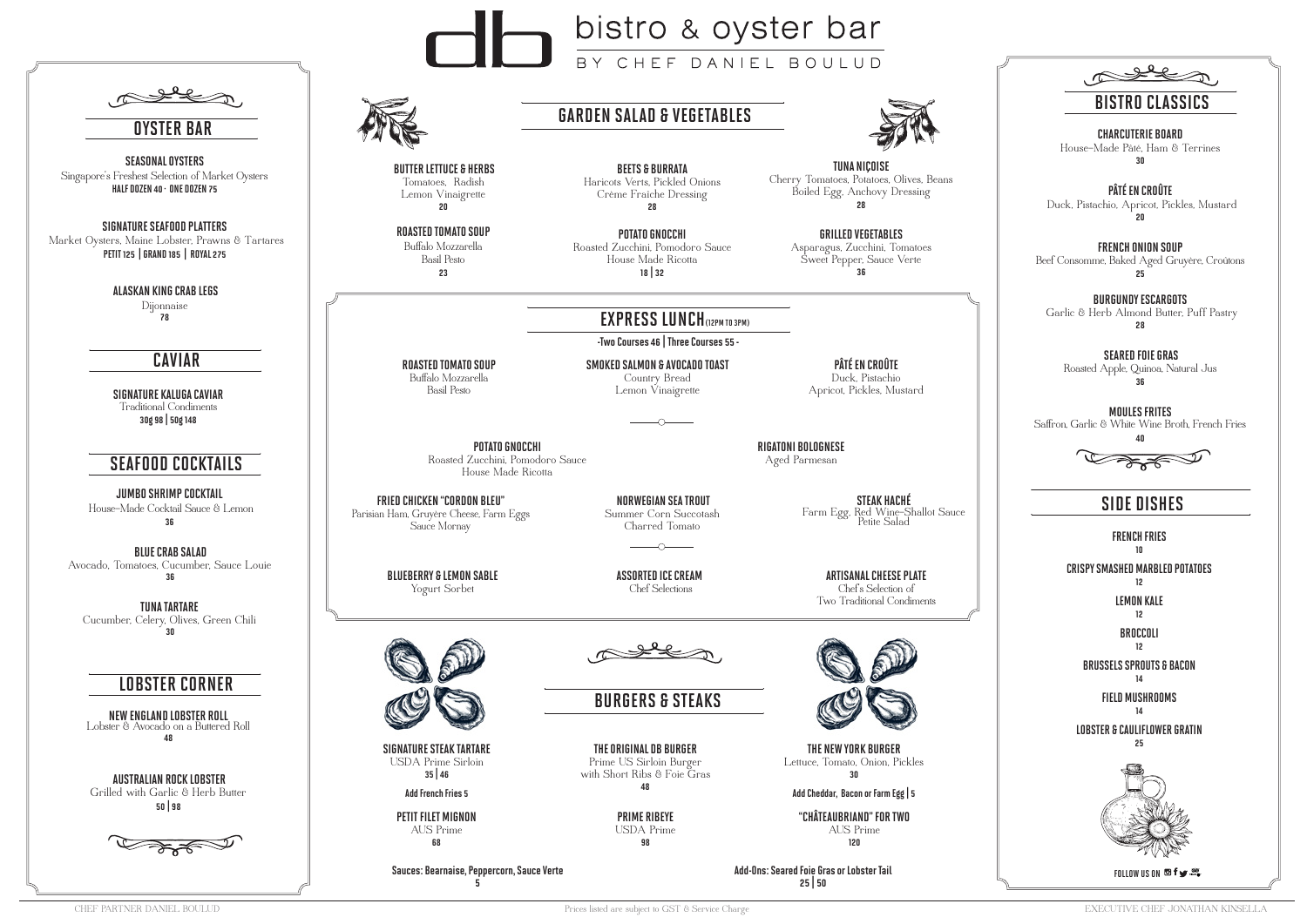# db bistro & oyster bar

BY CHEF DANIEL BOULUD

## OYSTER BAR

**SEASONAL OYSTERS**
Singapore's Freshest Selection of Market Oysters
HALF DOZEN 40 · ONE DOZEN 75

**SIGNATURE SEAFOOD PLATTERS**
Market Oysters, Maine Lobster, Prawns & Tartares
PETIT 125 | GRAND 185 | ROYAL 275

**ALASKAN KING CRAB LEGS**
Dijonnaise
78

## CAVIAR

**SIGNATURE KALUGA CAVIAR**
Traditional Condiments
30g 98 | 50g 148

## SEAFOOD COCKTAILS

**JUMBO SHRIMP COCKTAIL**
House-Made Cocktail Sauce & Lemon
36

**BLUE CRAB SALAD**
Avocado, Tomatoes, Cucumber, Sauce Louie
36

**TUNA TARTARE**
Cucumber, Celery, Olives, Green Chili
30

## LOBSTER CORNER

**NEW ENGLAND LOBSTER ROLL**
Lobster & Avocado on a Buttered Roll
48

**AUSTRALIAN ROCK LOBSTER**
Grilled with Garlic & Herb Butter
50 | 98

## GARDEN SALAD & VEGETABLES

**BUTTER LETTUCE & HERBS**
Tomatoes, Radish
Lemon Vinaigrette
20

**BEETS & BURRATA**
Haricots Verts, Pickled Onions
Crème Fraîche Dressing
28

**TUNA NIÇOISE**
Cherry Tomatoes, Potatoes, Olives, Beans
Boiled Egg, Anchovy Dressing
28

**ROASTED TOMATO SOUP**
Buffalo Mozzarella
Basil Pesto
23

**POTATO GNOCCHI**
Roasted Zucchini, Pomodoro Sauce
House Made Ricotta
18 | 32

**GRILLED VEGETABLES**
Asparagus, Zucchini, Tomatoes
Sweet Pepper, Sauce Verte
36

## EXPRESS LUNCH (12PM TO 3PM)

-Two Courses 46 | Three Courses 55 -

**ROASTED TOMATO SOUP**
Buffalo Mozzarella
Basil Pesto

**SMOKED SALMON & AVOCADO TOAST**
Country Bread
Lemon Vinaigrette

**PÂTÉ EN CROÛTE**
Duck, Pistachio
Apricot, Pickles, Mustard

**POTATO GNOCCHI**
Roasted Zucchini, Pomodoro Sauce
House Made Ricotta

**RIGATONI BOLOGNESE**
Aged Parmesan

**FRIED CHICKEN "CORDON BLEU"**
Parisian Ham, Gruyère Cheese, Farm Eggs
Sauce Mornay

**NORWEGIAN SEA TROUT**
Summer Corn Succotash
Charred Tomato

**STEAK HACHÉ**
Farm Egg, Red Wine-Shallot Sauce
Petite Salad

**BLUEBERRY & LEMON SABLE**
Yogurt Sorbet

**ASSORTED ICE CREAM**
Chef Selections

**ARTISANAL CHEESE PLATE**
Chef's Selection of
Two Traditional Condiments

## BURGERS & STEAKS

**SIGNATURE STEAK TARTARE**
USDA Prime Sirloin
35 | 46
Add French Fries 5

**THE ORIGINAL DB BURGER**
Prime US Sirloin Burger
with Short Ribs & Foie Gras
48

**THE NEW YORK BURGER**
Lettuce, Tomato, Onion, Pickles
30
Add Cheddar, Bacon or Farm Egg | 5

**PETIT FILET MIGNON**
AUS Prime
68

**PRIME RIBEYE**
USDA Prime
98

**"CHÂTEAUBRIAND" FOR TWO**
AUS Prime
120

Sauces: Bearnaise, Peppercorn, Sauce Verte
5

Add-Ons: Seared Foie Gras or Lobster Tail
25 | 50

## BISTRO CLASSICS

**CHARCUTERIE BOARD**
House-Made Pâté, Ham & Terrines
30

**PÂTÉ EN CROÛTE**
Duck, Pistachio, Apricot, Pickles, Mustard
20

**FRENCH ONION SOUP**
Beef Consomme, Baked Aged Gruyère, Croûtons
25

**BURGUNDY ESCARGOTS**
Garlic & Herb Almond Butter, Puff Pastry
28

**SEARED FOIE GRAS**
Roasted Apple, Quinoa, Natural Jus
36

**MOULES FRITES**
Saffron, Garlic & White Wine Broth, French Fries
40

## SIDE DISHES

**FRENCH FRIES**
10

**CRISPY SMASHED MARBLED POTATOES**
12

**LEMON KALE**
12

**BROCCOLI**
12

**BRUSSELS SPROUTS & BACON**
14

**FIELD MUSHROOMS**
14

**LOBSTER & CAULIFLOWER GRATIN**
25

FOLLOW US ON

CHEF PARTNER DANIEL BOULUD

Prices listed are subject to GST & Service Charge

EXECUTIVE CHEF JONATHAN KINSELLA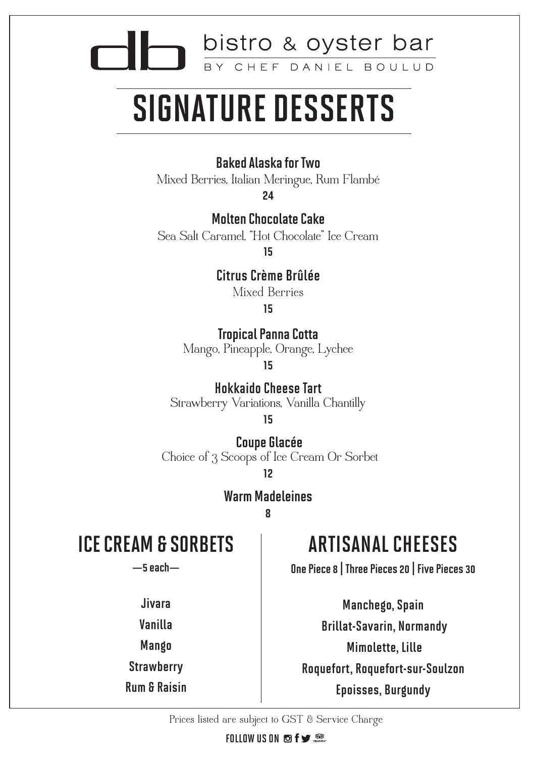db bistro & oyster bar

BY CHEF DANIEL BOULUD

# SIGNATURE DESSERTS

**Baked Alaska for Two**
Mixed Berries, Italian Meringue, Rum Flambé
**24**

**Molten Chocolate Cake**
Sea Salt Caramel, "Hot Chocolate" Ice Cream
**15**

**Citrus Crème Brûlée**
Mixed Berries
**15**

**Tropical Panna Cotta**
Mango, Pineapple, Orange, Lychee
**15**

**Hokkaido Cheese Tart**
Strawberry Variations, Vanilla Chantilly
**15**

**Coupe Glacée**
Choice of 3 Scoops of Ice Cream Or Sorbet
**12**

**Warm Madeleines**
**8**

## ICE CREAM & SORBETS

**—5 each—**

**Jivara**
**Vanilla**
**Mango**
**Strawberry**
**Rum & Raisin**

## ARTISANAL CHEESES

**One Piece 8 | Three Pieces 20 | Five Pieces 30**

**Manchego, Spain**
**Brillat-Savarin, Normandy**
**Mimolette, Lille**
**Roquefort, Roquefort-sur-Soulzon**
**Epoisses, Burgundy**

Prices listed are subject to GST & Service Charge

**FOLLOW US ON**